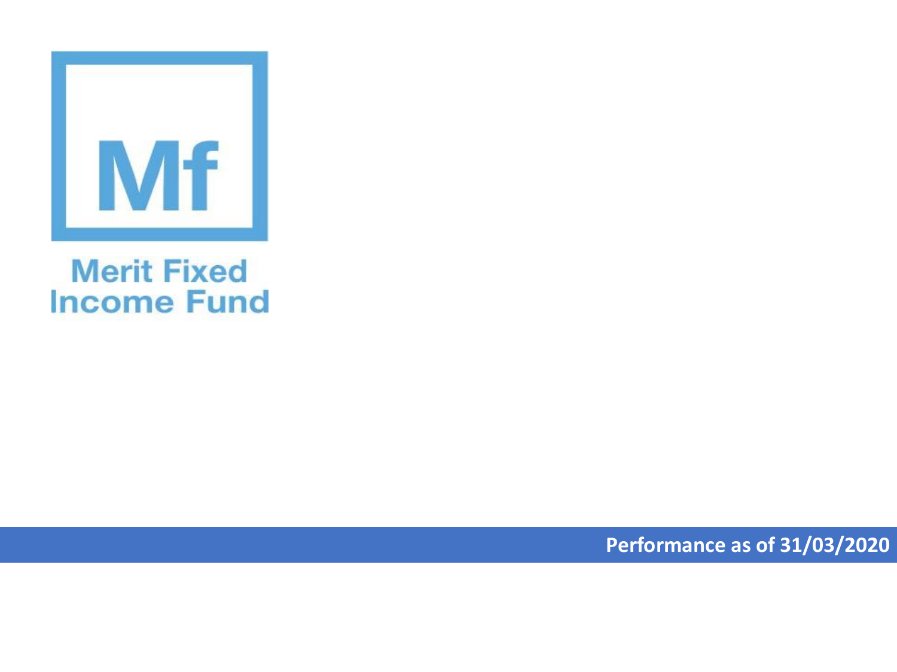Mf

# Merit Fixed Income Fund

**Performance as of 31/03/2020**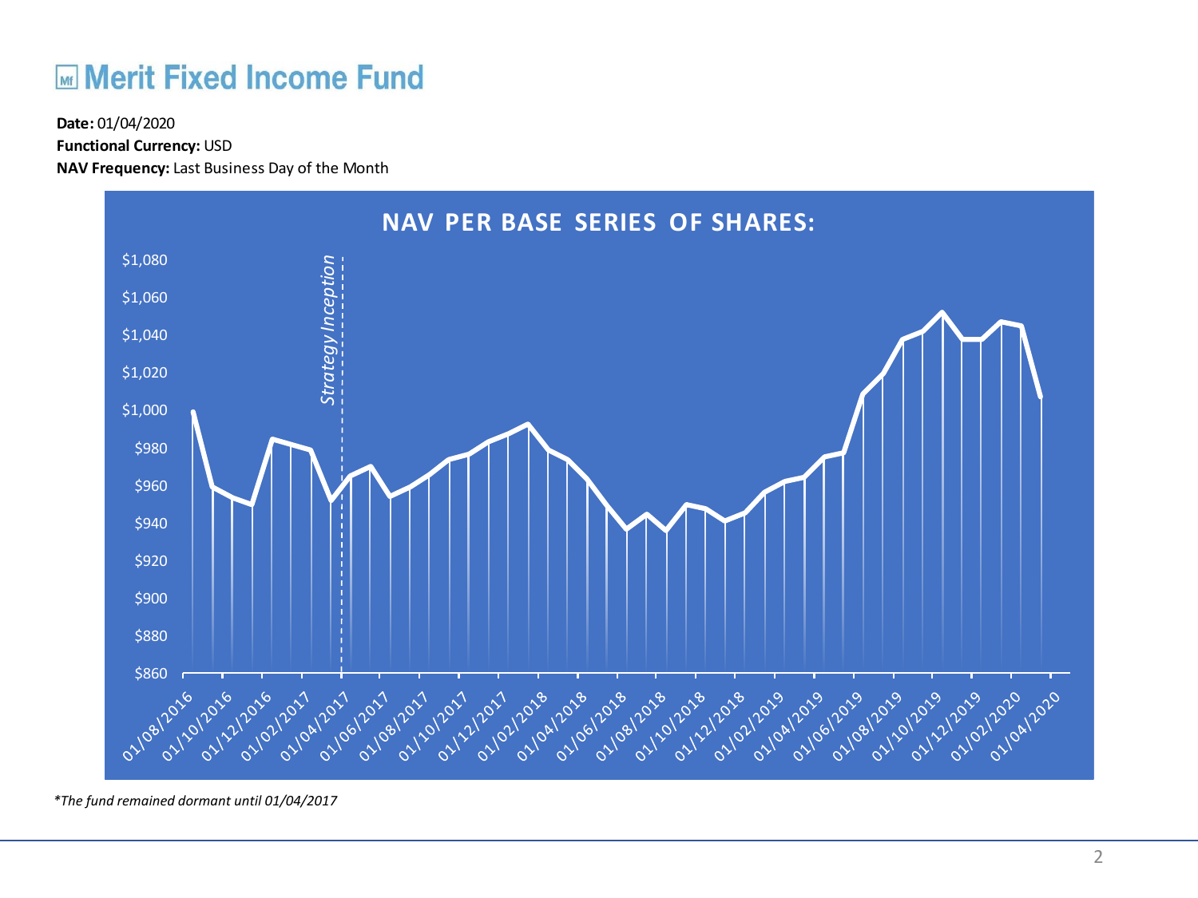# Merit Fixed Income Fund

**Date:** 01/04/2020
**Functional Currency:** USD
**NAV Frequency:** Last Business Day of the Month

## NAV PER BASE SERIES OF SHARES:

*The fund remained dormant until 01/04/2017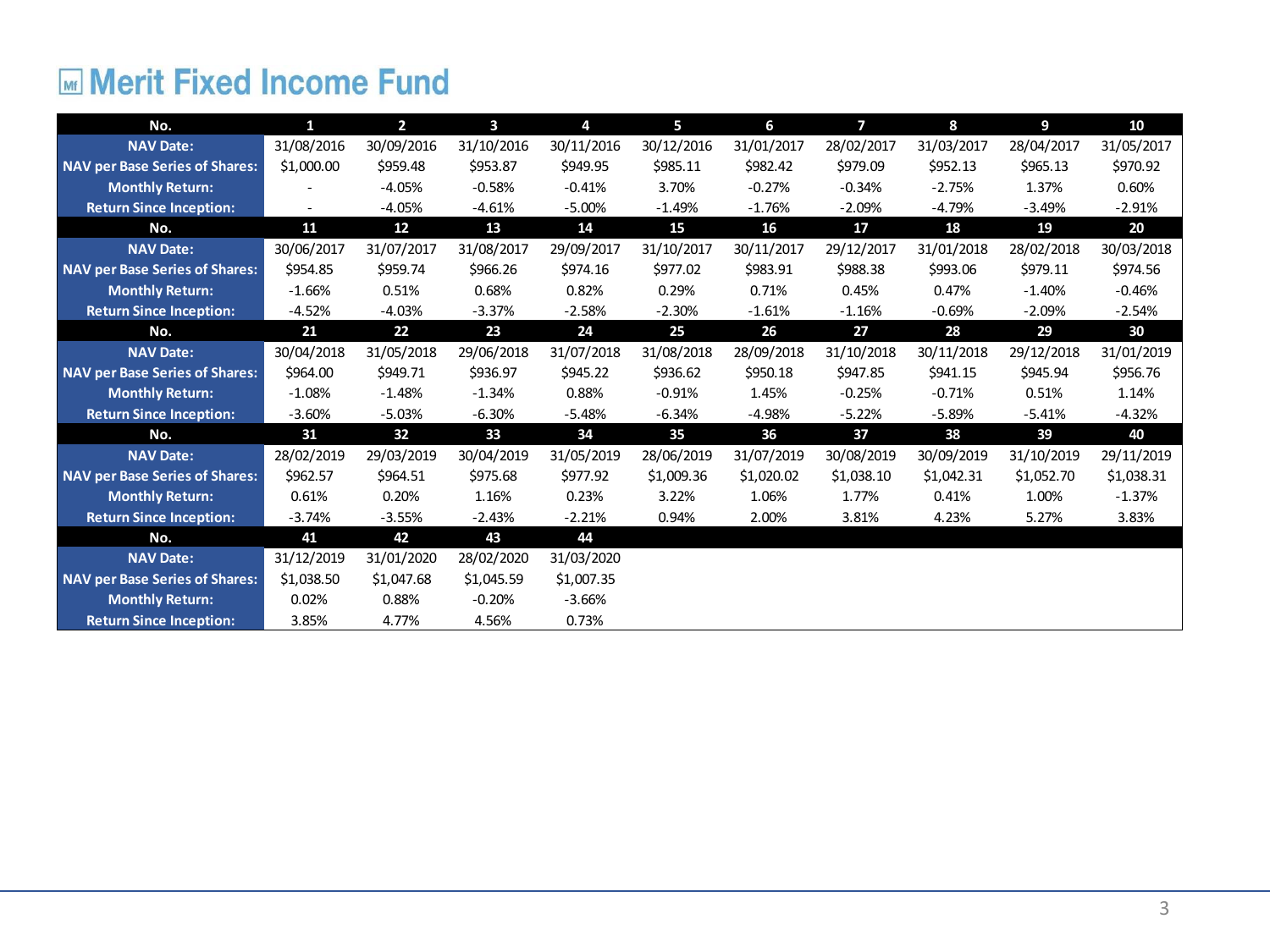# Merit Fixed Income Fund

| No. | 1 | 2 | 3 | 4 | 5 | 6 | 7 | 8 | 9 | 10 |
|---|---|---|---|---|---|---|---|---|---|---|
| NAV Date: | 31/08/2016 | 30/09/2016 | 31/10/2016 | 30/11/2016 | 30/12/2016 | 31/01/2017 | 28/02/2017 | 31/03/2017 | 28/04/2017 | 31/05/2017 |
| NAV per Base Series of Shares: | $1,000.00 | $959.48 | $953.87 | $949.95 | $985.11 | $982.42 | $979.09 | $952.13 | $965.13 | $970.92 |
| Monthly Return: | - | -4.05% | -0.58% | -0.41% | 3.70% | -0.27% | -0.34% | -2.75% | 1.37% | 0.60% |
| Return Since Inception: | - | -4.05% | -4.61% | -5.00% | -1.49% | -1.76% | -2.09% | -4.79% | -3.49% | -2.91% |
| No. | 11 | 12 | 13 | 14 | 15 | 16 | 17 | 18 | 19 | 20 |
| NAV Date: | 30/06/2017 | 31/07/2017 | 31/08/2017 | 29/09/2017 | 31/10/2017 | 30/11/2017 | 29/12/2017 | 31/01/2018 | 28/02/2018 | 30/03/2018 |
| NAV per Base Series of Shares: | $954.85 | $959.74 | $966.26 | $974.16 | $977.02 | $983.91 | $988.38 | $993.06 | $979.11 | $974.56 |
| Monthly Return: | -1.66% | 0.51% | 0.68% | 0.82% | 0.29% | 0.71% | 0.45% | 0.47% | -1.40% | -0.46% |
| Return Since Inception: | -4.52% | -4.03% | -3.37% | -2.58% | -2.30% | -1.61% | -1.16% | -0.69% | -2.09% | -2.54% |
| No. | 21 | 22 | 23 | 24 | 25 | 26 | 27 | 28 | 29 | 30 |
| NAV Date: | 30/04/2018 | 31/05/2018 | 29/06/2018 | 31/07/2018 | 31/08/2018 | 28/09/2018 | 31/10/2018 | 30/11/2018 | 29/12/2018 | 31/01/2019 |
| NAV per Base Series of Shares: | $964.00 | $949.71 | $936.97 | $945.22 | $936.62 | $950.18 | $947.85 | $941.15 | $945.94 | $956.76 |
| Monthly Return: | -1.08% | -1.48% | -1.34% | 0.88% | -0.91% | 1.45% | -0.25% | -0.71% | 0.51% | 1.14% |
| Return Since Inception: | -3.60% | -5.03% | -6.30% | -5.48% | -6.34% | -4.98% | -5.22% | -5.89% | -5.41% | -4.32% |
| No. | 31 | 32 | 33 | 34 | 35 | 36 | 37 | 38 | 39 | 40 |
| NAV Date: | 28/02/2019 | 29/03/2019 | 30/04/2019 | 31/05/2019 | 28/06/2019 | 31/07/2019 | 30/08/2019 | 30/09/2019 | 31/10/2019 | 29/11/2019 |
| NAV per Base Series of Shares: | $962.57 | $964.51 | $975.68 | $977.92 | $1,009.36 | $1,020.02 | $1,038.10 | $1,042.31 | $1,052.70 | $1,038.31 |
| Monthly Return: | 0.61% | 0.20% | 1.16% | 0.23% | 3.22% | 1.06% | 1.77% | 0.41% | 1.00% | -1.37% |
| Return Since Inception: | -3.74% | -3.55% | -2.43% | -2.21% | 0.94% | 2.00% | 3.81% | 4.23% | 5.27% | 3.83% |
| No. | 41 | 42 | 43 | 44 | | | | | | |
| NAV Date: | 31/12/2019 | 31/01/2020 | 28/02/2020 | 31/03/2020 | | | | | | |
| NAV per Base Series of Shares: | $1,038.50 | $1,047.68 | $1,045.59 | $1,007.35 | | | | | | |
| Monthly Return: | 0.02% | 0.88% | -0.20% | -3.66% | | | | | | |
| Return Since Inception: | 3.85% | 4.77% | 4.56% | 0.73% | | | | | | |